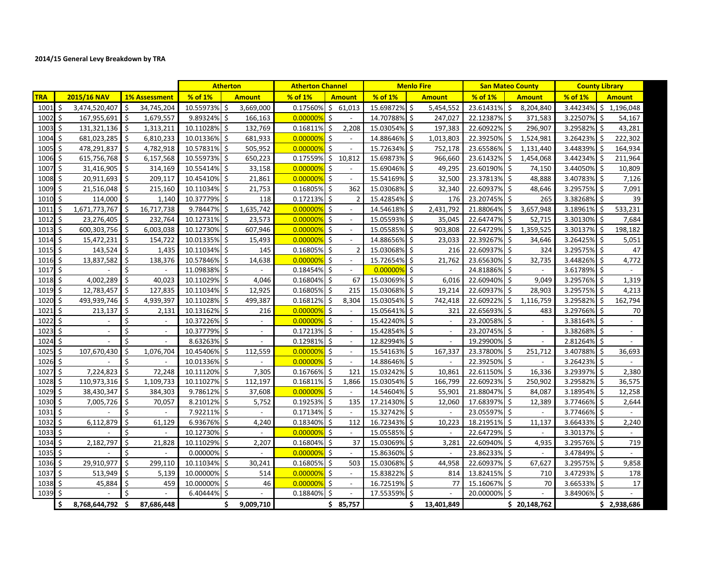**2014/15 General Levy Breakdown by TRA**

| | | | Atherton | | Atherton Channel | | Menlo Fire | | San Mateo County | | County Library | |
|---|---|---|---|---|---|---|---|---|---|---|---|---|
| **TRA** | **2015/16 NAV** | **1% Assessment** | **% of 1%** | **Amount** | **% of 1%** | **Amount** | **% of 1%** | **Amount** | **% of 1%** | **Amount** | **% of 1%** | **Amount** |
| 1001 | $ 3,474,520,407 | $ 34,745,204 | 10.55973% | $ 3,669,000 | 0.17560% | $ 61,013 | 15.69872% | $ 5,454,552 | 23.61431% | $ 8,204,840 | 3.44234% | $ 1,196,048 |
| 1002 | $ 167,955,691 | $ 1,679,557 | 9.89324% | $ 166,163 | 0.00000% | $ - | 14.70788% | $ 247,027 | 22.12387% | $ 371,583 | 3.22507% | $ 54,167 |
| 1003 | $ 131,321,136 | $ 1,313,211 | 10.11028% | $ 132,769 | 0.16811% | $ 2,208 | 15.03054% | $ 197,383 | 22.60922% | $ 296,907 | 3.29582% | $ 43,281 |
| 1004 | $ 681,023,285 | $ 6,810,233 | 10.01336% | $ 681,933 | 0.00000% | $ - | 14.88646% | $ 1,013,803 | 22.39250% | $ 1,524,981 | 3.26423% | $ 222,302 |
| 1005 | $ 478,291,837 | $ 4,782,918 | 10.57831% | $ 505,952 | 0.00000% | $ - | 15.72634% | $ 752,178 | 23.65586% | $ 1,131,440 | 3.44839% | $ 164,934 |
| 1006 | $ 615,756,768 | $ 6,157,568 | 10.55973% | $ 650,223 | 0.17559% | $ 10,812 | 15.69873% | $ 966,660 | 23.61432% | $ 1,454,068 | 3.44234% | $ 211,964 |
| 1007 | $ 31,416,905 | $ 314,169 | 10.55414% | $ 33,158 | 0.00000% | $ - | 15.69046% | $ 49,295 | 23.60190% | $ 74,150 | 3.44050% | $ 10,809 |
| 1008 | $ 20,911,693 | $ 209,117 | 10.45410% | $ 21,861 | 0.00000% | $ - | 15.54169% | $ 32,500 | 23.37813% | $ 48,888 | 3.40783% | $ 7,126 |
| 1009 | $ 21,516,048 | $ 215,160 | 10.11034% | $ 21,753 | 0.16805% | $ 362 | 15.03068% | $ 32,340 | 22.60937% | $ 48,646 | 3.29575% | $ 7,091 |
| 1010 | $ 114,000 | $ 1,140 | 10.37779% | $ 118 | 0.17213% | $ 2 | 15.42854% | $ 176 | 23.20745% | $ 265 | 3.38268% | $ 39 |
| 1011 | $ 1,671,773,767 | $ 16,717,738 | 9.78447% | $ 1,635,742 | 0.00000% | $ - | 14.54618% | $ 2,431,792 | 21.88064% | $ 3,657,948 | 3.18961% | $ 533,231 |
| 1012 | $ 23,276,405 | $ 232,764 | 10.12731% | $ 23,573 | 0.00000% | $ - | 15.05593% | $ 35,045 | 22.64747% | $ 52,715 | 3.30130% | $ 7,684 |
| 1013 | $ 600,303,756 | $ 6,003,038 | 10.12730% | $ 607,946 | 0.00000% | $ - | 15.05585% | $ 903,808 | 22.64729% | $ 1,359,525 | 3.30137% | $ 198,182 |
| 1014 | $ 15,472,231 | $ 154,722 | 10.01335% | $ 15,493 | 0.00000% | $ - | 14.88656% | $ 23,033 | 22.39267% | $ 34,646 | 3.26425% | $ 5,051 |
| 1015 | $ 143,524 | $ 1,435 | 10.11034% | $ 145 | 0.16805% | $ 2 | 15.03068% | $ 216 | 22.60937% | $ 324 | 3.29575% | $ 47 |
| 1016 | $ 13,837,582 | $ 138,376 | 10.57846% | $ 14,638 | 0.00000% | $ - | 15.72654% | $ 21,762 | 23.65630% | $ 32,735 | 3.44826% | $ 4,772 |
| 1017 | $ - | $ - | 11.09838% | $ - | 0.18454% | $ - | 0.00000% | $ - | 24.81886% | $ - | 3.61789% | $ - |
| 1018 | $ 4,002,289 | $ 40,023 | 10.11029% | $ 4,046 | 0.16804% | $ 67 | 15.03069% | $ 6,016 | 22.60940% | $ 9,049 | 3.29576% | $ 1,319 |
| 1019 | $ 12,783,457 | $ 127,835 | 10.11034% | $ 12,925 | 0.16805% | $ 215 | 15.03068% | $ 19,214 | 22.60937% | $ 28,903 | 3.29575% | $ 4,213 |
| 1020 | $ 493,939,746 | $ 4,939,397 | 10.11028% | $ 499,387 | 0.16812% | $ 8,304 | 15.03054% | $ 742,418 | 22.60922% | $ 1,116,759 | 3.29582% | $ 162,794 |
| 1021 | $ 213,137 | $ 2,131 | 10.13162% | $ 216 | 0.00000% | $ - | 15.05641% | $ 321 | 22.65693% | $ 483 | 3.29766% | $ 70 |
| 1022 | $ - | $ - | 10.37226% | $ - | 0.00000% | $ - | 15.42240% | $ - | 23.20058% | $ - | 3.38164% | $ - |
| 1023 | $ - | $ - | 10.37779% | $ - | 0.17213% | $ - | 15.42854% | $ - | 23.20745% | $ - | 3.38268% | $ - |
| 1024 | $ - | $ - | 8.63263% | $ - | 0.12981% | $ - | 12.82994% | $ - | 19.29900% | $ - | 2.81264% | $ - |
| 1025 | $ 107,670,430 | $ 1,076,704 | 10.45406% | $ 112,559 | 0.00000% | $ - | 15.54163% | $ 167,337 | 23.37800% | $ 251,712 | 3.40788% | $ 36,693 |
| 1026 | $ - | $ - | 10.01336% | $ - | 0.00000% | $ - | 14.88646% | $ - | 22.39250% | $ - | 3.26423% | $ - |
| 1027 | $ 7,224,823 | $ 72,248 | 10.11120% | $ 7,305 | 0.16766% | $ 121 | 15.03242% | $ 10,861 | 22.61150% | $ 16,336 | 3.29397% | $ 2,380 |
| 1028 | $ 110,973,316 | $ 1,109,733 | 10.11027% | $ 112,197 | 0.16811% | $ 1,866 | 15.03054% | $ 166,799 | 22.60923% | $ 250,902 | 3.29582% | $ 36,575 |
| 1029 | $ 38,430,347 | $ 384,303 | 9.78612% | $ 37,608 | 0.00000% | $ - | 14.54604% | $ 55,901 | 21.88047% | $ 84,087 | 3.18954% | $ 12,258 |
| 1030 | $ 7,005,726 | $ 70,057 | 8.21012% | $ 5,752 | 0.19253% | $ 135 | 17.21430% | $ 12,060 | 17.68397% | $ 12,389 | 3.77466% | $ 2,644 |
| 1031 | $ - | $ - | 7.92211% | $ - | 0.17134% | $ - | 15.32742% | $ - | 23.05597% | $ - | 3.77466% | $ - |
| 1032 | $ 6,112,879 | $ 61,129 | 6.93676% | $ 4,240 | 0.18340% | $ 112 | 16.72343% | $ 10,223 | 18.21951% | $ 11,137 | 3.66433% | $ 2,240 |
| 1033 | $ - | $ - | 10.12730% | $ - | 0.00000% | $ - | 15.05585% | $ - | 22.64729% | $ - | 3.30137% | $ - |
| 1034 | $ 2,182,797 | $ 21,828 | 10.11029% | $ 2,207 | 0.16804% | $ 37 | 15.03069% | $ 3,281 | 22.60940% | $ 4,935 | 3.29576% | $ 719 |
| 1035 | $ - | $ - | 0.00000% | $ - | 0.00000% | $ - | 15.86360% | $ - | 23.86233% | $ - | 3.47849% | $ - |
| 1036 | $ 29,910,977 | $ 299,110 | 10.11034% | $ 30,241 | 0.16805% | $ 503 | 15.03068% | $ 44,958 | 22.60937% | $ 67,627 | 3.29575% | $ 9,858 |
| 1037 | $ 513,949 | $ 5,139 | 10.00000% | $ 514 | 0.00000% | $ - | 15.83822% | $ 814 | 13.82415% | $ 710 | 3.47293% | $ 178 |
| 1038 | $ 45,884 | $ 459 | 10.00000% | $ 46 | 0.00000% | $ - | 16.72519% | $ 77 | 15.16067% | $ 70 | 3.66533% | $ 17 |
| 1039 | $ - | $ - | 6.40444% | $ - | 0.18840% | $ - | 17.55359% | $ - | 20.00000% | $ - | 3.84906% | $ - |
| | **$ 8,768,644,792** | **$ 87,686,448** | | **$ 9,009,710** | | **$ 85,757** | | **$ 13,401,849** | | **$ 20,148,762** | | **$ 2,938,686** |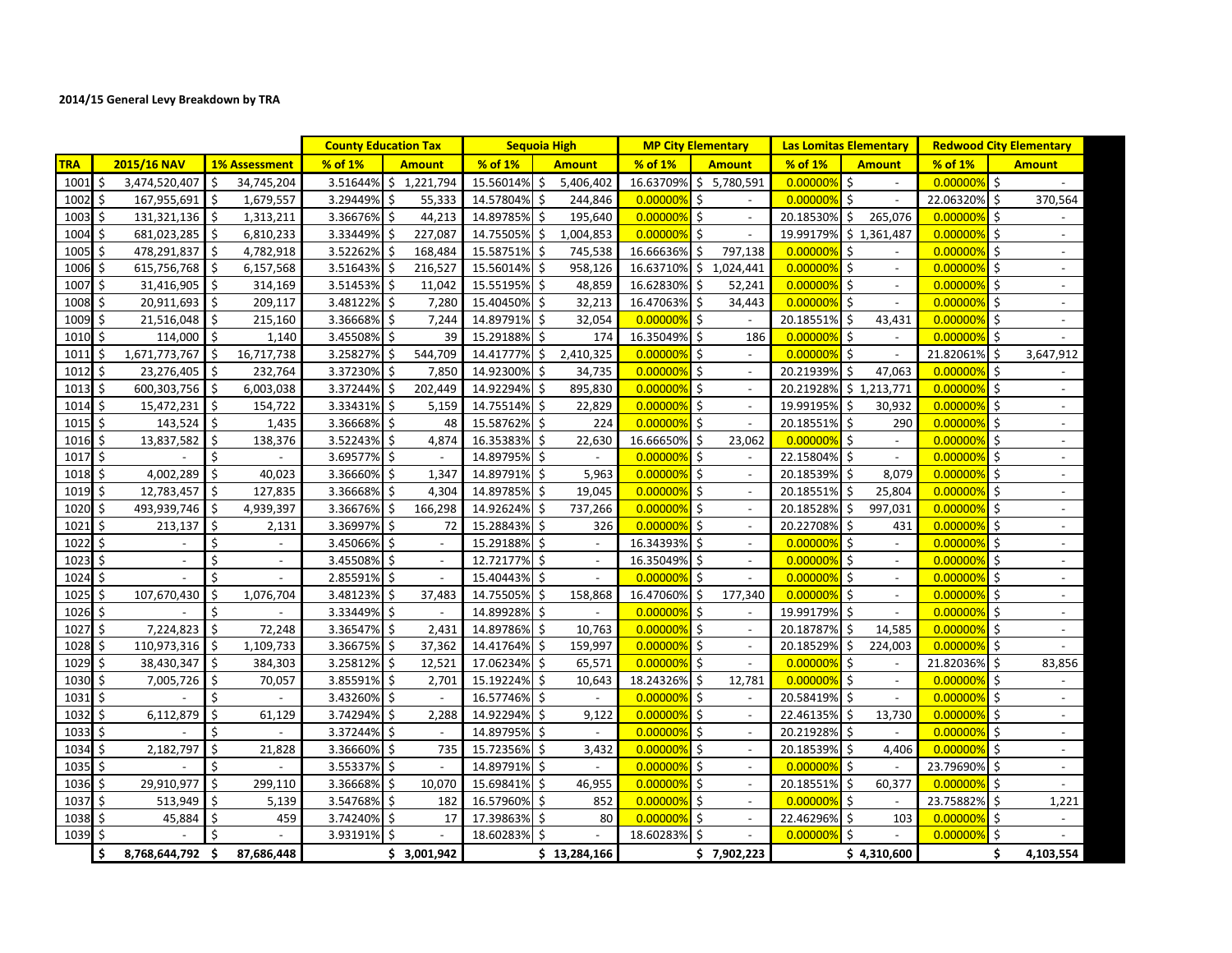**2014/15 General Levy Breakdown by TRA**

| TRA | 2015/16 NAV | 1% Assessment | County Education Tax | | Sequoia High | | MP City Elementary | | Las Lomitas Elementary | | Redwood City Elementary | |
|---|---|---|---|---|---|---|---|---|---|---|---|---|
| | | | % of 1% | Amount | % of 1% | Amount | % of 1% | Amount | % of 1% | Amount | % of 1% | Amount |
| 1001 | $ 3,474,520,407 | $ 34,745,204 | 3.51644% | $ 1,221,794 | 15.56014% | $ 5,406,402 | 16.63709% | $ 5,780,591 | 0.00000% | $ - | 0.00000% | $ - |
| 1002 | $ 167,955,691 | $ 1,679,557 | 3.29449% | $ 55,333 | 14.57804% | $ 244,846 | 0.00000% | $ - | 0.00000% | $ - | 22.06320% | $ 370,564 |
| 1003 | $ 131,321,136 | $ 1,313,211 | 3.36676% | $ 44,213 | 14.89785% | $ 195,640 | 0.00000% | $ - | 20.18530% | $ 265,076 | 0.00000% | $ - |
| 1004 | $ 681,023,285 | $ 6,810,233 | 3.33449% | $ 227,087 | 14.75505% | $ 1,004,853 | 0.00000% | $ - | 19.99179% | $ 1,361,487 | 0.00000% | $ - |
| 1005 | $ 478,291,837 | $ 4,782,918 | 3.52262% | $ 168,484 | 15.58751% | $ 745,538 | 16.66636% | $ 797,138 | 0.00000% | $ - | 0.00000% | $ - |
| 1006 | $ 615,756,768 | $ 6,157,568 | 3.51643% | $ 216,527 | 15.56014% | $ 958,126 | 16.63710% | $ 1,024,441 | 0.00000% | $ - | 0.00000% | $ - |
| 1007 | $ 31,416,905 | $ 314,169 | 3.51453% | $ 11,042 | 15.55195% | $ 48,859 | 16.62830% | $ 52,241 | 0.00000% | $ - | 0.00000% | $ - |
| 1008 | $ 20,911,693 | $ 209,117 | 3.48122% | $ 7,280 | 15.40450% | $ 32,213 | 16.47063% | $ 34,443 | 0.00000% | $ - | 0.00000% | $ - |
| 1009 | $ 21,516,048 | $ 215,160 | 3.36668% | $ 7,244 | 14.89791% | $ 32,054 | 0.00000% | $ - | 20.18551% | $ 43,431 | 0.00000% | $ - |
| 1010 | $ 114,000 | $ 1,140 | 3.45508% | $ 39 | 15.29188% | $ 174 | 16.35049% | $ 186 | 0.00000% | $ - | 0.00000% | $ - |
| 1011 | $ 1,671,773,767 | $ 16,717,738 | 3.25827% | $ 544,709 | 14.41777% | $ 2,410,325 | 0.00000% | $ - | 0.00000% | $ - | 21.82061% | $ 3,647,912 |
| 1012 | $ 23,276,405 | $ 232,764 | 3.37230% | $ 7,850 | 14.92300% | $ 34,735 | 0.00000% | $ - | 20.21939% | $ 47,063 | 0.00000% | $ - |
| 1013 | $ 600,303,756 | $ 6,003,038 | 3.37244% | $ 202,449 | 14.92294% | $ 895,830 | 0.00000% | $ - | 20.21928% | $ 1,213,771 | 0.00000% | $ - |
| 1014 | $ 15,472,231 | $ 154,722 | 3.33431% | $ 5,159 | 14.75514% | $ 22,829 | 0.00000% | $ - | 19.99195% | $ 30,932 | 0.00000% | $ - |
| 1015 | $ 143,524 | $ 1,435 | 3.36668% | $ 48 | 15.58762% | $ 224 | 0.00000% | $ - | 20.18551% | $ 290 | 0.00000% | $ - |
| 1016 | $ 13,837,582 | $ 138,376 | 3.52243% | $ 4,874 | 16.35383% | $ 22,630 | 16.66650% | $ 23,062 | 0.00000% | $ - | 0.00000% | $ - |
| 1017 | $ - | $ - | 3.69577% | $ - | 14.89795% | $ - | 0.00000% | $ - | 22.15804% | $ - | 0.00000% | $ - |
| 1018 | $ 4,002,289 | $ 40,023 | 3.36660% | $ 1,347 | 14.89791% | $ 5,963 | 0.00000% | $ - | 20.18539% | $ 8,079 | 0.00000% | $ - |
| 1019 | $ 12,783,457 | $ 127,835 | 3.36668% | $ 4,304 | 14.89785% | $ 19,045 | 0.00000% | $ - | 20.18551% | $ 25,804 | 0.00000% | $ - |
| 1020 | $ 493,939,746 | $ 4,939,397 | 3.36676% | $ 166,298 | 14.92624% | $ 737,266 | 0.00000% | $ - | 20.18528% | $ 997,031 | 0.00000% | $ - |
| 1021 | $ 213,137 | $ 2,131 | 3.36997% | $ 72 | 15.28843% | $ 326 | 0.00000% | $ - | 20.22708% | $ 431 | 0.00000% | $ - |
| 1022 | $ - | $ - | 3.45066% | $ - | 15.29188% | $ - | 16.34393% | $ - | 0.00000% | $ - | 0.00000% | $ - |
| 1023 | $ - | $ - | 3.45508% | $ - | 12.72177% | $ - | 16.35049% | $ - | 0.00000% | $ - | 0.00000% | $ - |
| 1024 | $ - | $ - | 2.85591% | $ - | 15.40443% | $ - | 0.00000% | $ - | 0.00000% | $ - | 0.00000% | $ - |
| 1025 | $ 107,670,430 | $ 1,076,704 | 3.48123% | $ 37,483 | 14.75505% | $ 158,868 | 16.47060% | $ 177,340 | 0.00000% | $ - | 0.00000% | $ - |
| 1026 | $ - | $ - | 3.33449% | $ - | 14.89928% | $ - | 0.00000% | $ - | 19.99179% | $ - | 0.00000% | $ - |
| 1027 | $ 7,224,823 | $ 72,248 | 3.36547% | $ 2,431 | 14.89786% | $ 10,763 | 0.00000% | $ - | 20.18787% | $ 14,585 | 0.00000% | $ - |
| 1028 | $ 110,973,316 | $ 1,109,733 | 3.36675% | $ 37,362 | 14.41764% | $ 159,997 | 0.00000% | $ - | 20.18529% | $ 224,003 | 0.00000% | $ - |
| 1029 | $ 38,430,347 | $ 384,303 | 3.25812% | $ 12,521 | 17.06234% | $ 65,571 | 0.00000% | $ - | 0.00000% | $ - | 21.82036% | $ 83,856 |
| 1030 | $ 7,005,726 | $ 70,057 | 3.85591% | $ 2,701 | 15.19224% | $ 10,643 | 18.24326% | $ 12,781 | 0.00000% | $ - | 0.00000% | $ - |
| 1031 | $ - | $ - | 3.43260% | $ - | 16.57746% | $ - | 0.00000% | $ - | 20.58419% | $ - | 0.00000% | $ - |
| 1032 | $ 6,112,879 | $ 61,129 | 3.74294% | $ 2,288 | 14.92294% | $ 9,122 | 0.00000% | $ - | 22.46135% | $ 13,730 | 0.00000% | $ - |
| 1033 | $ - | $ - | 3.37244% | $ - | 14.89795% | $ - | 0.00000% | $ - | 20.21928% | $ - | 0.00000% | $ - |
| 1034 | $ 2,182,797 | $ 21,828 | 3.36660% | $ 735 | 15.72356% | $ 3,432 | 0.00000% | $ - | 20.18539% | $ 4,406 | 0.00000% | $ - |
| 1035 | $ - | $ - | 3.55337% | $ - | 14.89791% | $ - | 0.00000% | $ - | 0.00000% | $ - | 23.79690% | $ - |
| 1036 | $ 29,910,977 | $ 299,110 | 3.36668% | $ 10,070 | 15.69841% | $ 46,955 | 0.00000% | $ - | 20.18551% | $ 60,377 | 0.00000% | $ - |
| 1037 | $ 513,949 | $ 5,139 | 3.54768% | $ 182 | 16.57960% | $ 852 | 0.00000% | $ - | 0.00000% | $ - | 23.75882% | $ 1,221 |
| 1038 | $ 45,884 | $ 459 | 3.74240% | $ 17 | 17.39863% | $ 80 | 0.00000% | $ - | 22.46296% | $ 103 | 0.00000% | $ - |
| 1039 | $ - | $ - | 3.93191% | $ - | 18.60283% | $ - | 18.60283% | $ - | 0.00000% | $ - | 0.00000% | $ - |
| | **$ 8,768,644,792** | **$ 87,686,448** | | **$ 3,001,942** | | **$ 13,284,166** | | **$ 7,902,223** | | **$ 4,310,600** | | **$ 4,103,554** |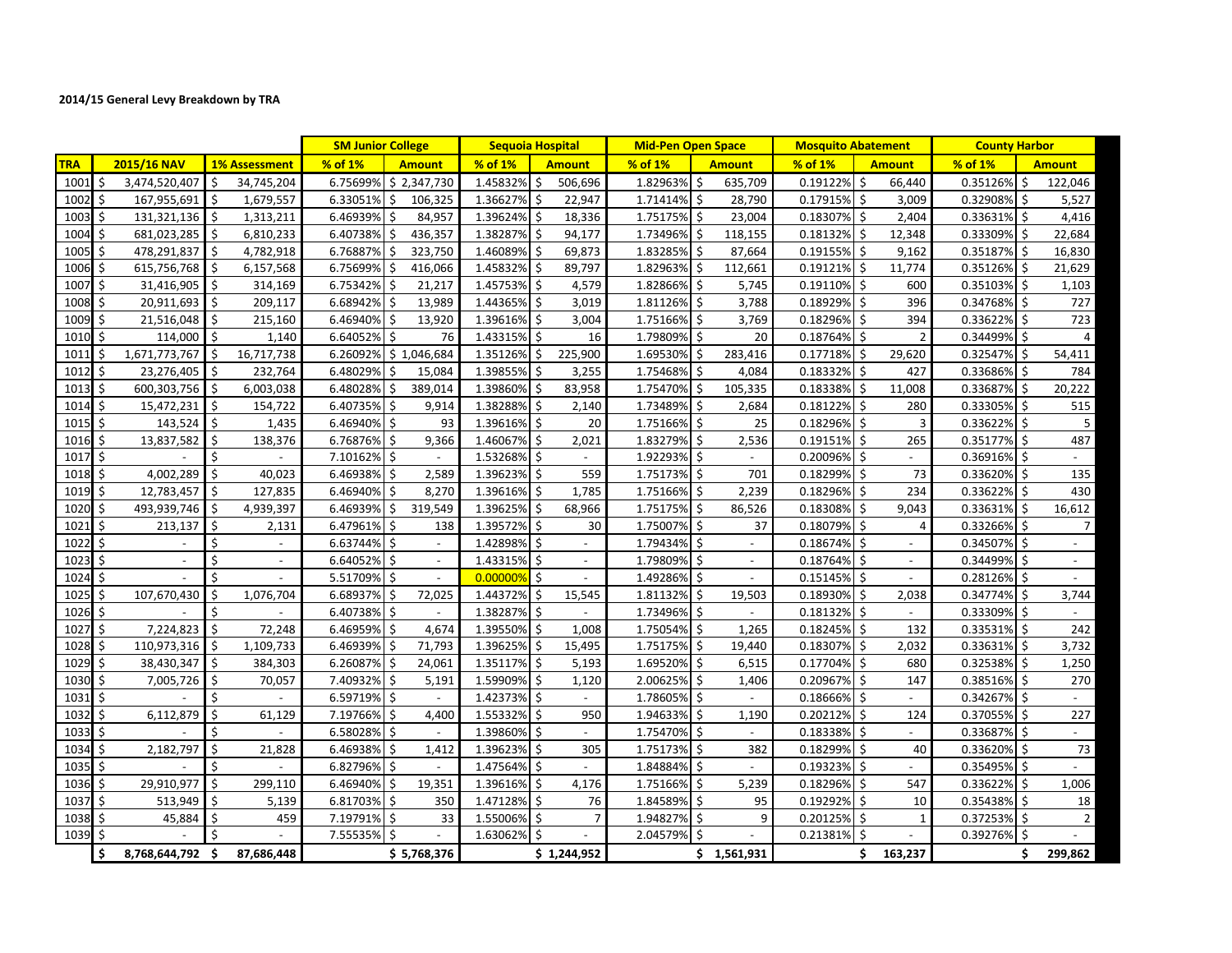**2014/15 General Levy Breakdown by TRA**

| | | | SM Junior College | | Sequoia Hospital | | Mid-Pen Open Space | | Mosquito Abatement | | County Harbor | |
|---|---|---|---|---|---|---|---|---|---|---|---|---|
| **TRA** | **2015/16 NAV** | **1% Assessment** | **% of 1%** | **Amount** | **% of 1%** | **Amount** | **% of 1%** | **Amount** | **% of 1%** | **Amount** | **% of 1%** | **Amount** |
| 1001 | $ 3,474,520,407 | $ 34,745,204 | 6.75699% | $ 2,347,730 | 1.45832% | $ 506,696 | 1.82963% | $ 635,709 | 0.19122% | $ 66,440 | 0.35126% | $ 122,046 |
| 1002 | $ 167,955,691 | $ 1,679,557 | 6.33051% | $ 106,325 | 1.36627% | $ 22,947 | 1.71414% | $ 28,790 | 0.17915% | $ 3,009 | 0.32908% | $ 5,527 |
| 1003 | $ 131,321,136 | $ 1,313,211 | 6.46939% | $ 84,957 | 1.39624% | $ 18,336 | 1.75175% | $ 23,004 | 0.18307% | $ 2,404 | 0.33631% | $ 4,416 |
| 1004 | $ 681,023,285 | $ 6,810,233 | 6.40738% | $ 436,357 | 1.38287% | $ 94,177 | 1.73496% | $ 118,155 | 0.18132% | $ 12,348 | 0.33309% | $ 22,684 |
| 1005 | $ 478,291,837 | $ 4,782,918 | 6.76887% | $ 323,750 | 1.46089% | $ 69,873 | 1.83285% | $ 87,664 | 0.19155% | $ 9,162 | 0.35187% | $ 16,830 |
| 1006 | $ 615,756,768 | $ 6,157,568 | 6.75699% | $ 416,066 | 1.45832% | $ 89,797 | 1.82963% | $ 112,661 | 0.19121% | $ 11,774 | 0.35126% | $ 21,629 |
| 1007 | $ 31,416,905 | $ 314,169 | 6.75342% | $ 21,217 | 1.45753% | $ 4,579 | 1.82866% | $ 5,745 | 0.19110% | $ 600 | 0.35103% | $ 1,103 |
| 1008 | $ 20,911,693 | $ 209,117 | 6.68942% | $ 13,989 | 1.44365% | $ 3,019 | 1.81126% | $ 3,788 | 0.18929% | $ 396 | 0.34768% | $ 727 |
| 1009 | $ 21,516,048 | $ 215,160 | 6.46940% | $ 13,920 | 1.39616% | $ 3,004 | 1.75166% | $ 3,769 | 0.18296% | $ 394 | 0.33622% | $ 723 |
| 1010 | $ 114,000 | $ 1,140 | 6.64052% | $ 76 | 1.43315% | $ 16 | 1.79809% | $ 20 | 0.18764% | $ 2 | 0.34499% | $ 4 |
| 1011 | $ 1,671,773,767 | $ 16,717,738 | 6.26092% | $ 1,046,684 | 1.35126% | $ 225,900 | 1.69530% | $ 283,416 | 0.17718% | $ 29,620 | 0.32547% | $ 54,411 |
| 1012 | $ 23,276,405 | $ 232,764 | 6.48029% | $ 15,084 | 1.39855% | $ 3,255 | 1.75468% | $ 4,084 | 0.18332% | $ 427 | 0.33686% | $ 784 |
| 1013 | $ 600,303,756 | $ 6,003,038 | 6.48028% | $ 389,014 | 1.39860% | $ 83,958 | 1.75470% | $ 105,335 | 0.18338% | $ 11,008 | 0.33687% | $ 20,222 |
| 1014 | $ 15,472,231 | $ 154,722 | 6.40735% | $ 9,914 | 1.38288% | $ 2,140 | 1.73489% | $ 2,684 | 0.18122% | $ 280 | 0.33305% | $ 515 |
| 1015 | $ 143,524 | $ 1,435 | 6.46940% | $ 93 | 1.39616% | $ 20 | 1.75166% | $ 25 | 0.18296% | $ 3 | 0.33622% | $ 5 |
| 1016 | $ 13,837,582 | $ 138,376 | 6.76876% | $ 9,366 | 1.46067% | $ 2,021 | 1.83279% | $ 2,536 | 0.19151% | $ 265 | 0.35177% | $ 487 |
| 1017 | $ - | $ - | 7.10162% | $ - | 1.53268% | $ - | 1.92293% | $ - | 0.20096% | $ - | 0.36916% | $ - |
| 1018 | $ 4,002,289 | $ 40,023 | 6.46938% | $ 2,589 | 1.39623% | $ 559 | 1.75173% | $ 701 | 0.18299% | $ 73 | 0.33620% | $ 135 |
| 1019 | $ 12,783,457 | $ 127,835 | 6.46940% | $ 8,270 | 1.39616% | $ 1,785 | 1.75166% | $ 2,239 | 0.18296% | $ 234 | 0.33622% | $ 430 |
| 1020 | $ 493,939,746 | $ 4,939,397 | 6.46939% | $ 319,549 | 1.39625% | $ 68,966 | 1.75175% | $ 86,526 | 0.18308% | $ 9,043 | 0.33631% | $ 16,612 |
| 1021 | $ 213,137 | $ 2,131 | 6.47961% | $ 138 | 1.39572% | $ 30 | 1.75007% | $ 37 | 0.18079% | $ 4 | 0.33266% | $ 7 |
| 1022 | $ - | $ - | 6.63744% | $ - | 1.42898% | $ - | 1.79434% | $ - | 0.18674% | $ - | 0.34507% | $ - |
| 1023 | $ - | $ - | 6.64052% | $ - | 1.43315% | $ - | 1.79809% | $ - | 0.18764% | $ - | 0.34499% | $ - |
| 1024 | $ - | $ - | 5.51709% | $ - | 0.00000% | $ - | 1.49286% | $ - | 0.15145% | $ - | 0.28126% | $ - |
| 1025 | $ 107,670,430 | $ 1,076,704 | 6.68937% | $ 72,025 | 1.44372% | $ 15,545 | 1.81132% | $ 19,503 | 0.18930% | $ 2,038 | 0.34774% | $ 3,744 |
| 1026 | $ - | $ - | 6.40738% | $ - | 1.38287% | $ - | 1.73496% | $ - | 0.18132% | $ - | 0.33309% | $ - |
| 1027 | $ 7,224,823 | $ 72,248 | 6.46959% | $ 4,674 | 1.39550% | $ 1,008 | 1.75054% | $ 1,265 | 0.18245% | $ 132 | 0.33531% | $ 242 |
| 1028 | $ 110,973,316 | $ 1,109,733 | 6.46939% | $ 71,793 | 1.39625% | $ 15,495 | 1.75175% | $ 19,440 | 0.18307% | $ 2,032 | 0.33631% | $ 3,732 |
| 1029 | $ 38,430,347 | $ 384,303 | 6.26087% | $ 24,061 | 1.35117% | $ 5,193 | 1.69520% | $ 6,515 | 0.17704% | $ 680 | 0.32538% | $ 1,250 |
| 1030 | $ 7,005,726 | $ 70,057 | 7.40932% | $ 5,191 | 1.59909% | $ 1,120 | 2.00625% | $ 1,406 | 0.20967% | $ 147 | 0.38516% | $ 270 |
| 1031 | $ - | $ - | 6.59719% | $ - | 1.42373% | $ - | 1.78605% | $ - | 0.18666% | $ - | 0.34267% | $ - |
| 1032 | $ 6,112,879 | $ 61,129 | 7.19766% | $ 4,400 | 1.55332% | $ 950 | 1.94633% | $ 1,190 | 0.20212% | $ 124 | 0.37055% | $ 227 |
| 1033 | $ - | $ - | 6.58028% | $ - | 1.39860% | $ - | 1.75470% | $ - | 0.18338% | $ - | 0.33687% | $ - |
| 1034 | $ 2,182,797 | $ 21,828 | 6.46938% | $ 1,412 | 1.39623% | $ 305 | 1.75173% | $ 382 | 0.18299% | $ 40 | 0.33620% | $ 73 |
| 1035 | $ - | $ - | 6.82796% | $ - | 1.47564% | $ - | 1.84884% | $ - | 0.19323% | $ - | 0.35495% | $ - |
| 1036 | $ 29,910,977 | $ 299,110 | 6.46940% | $ 19,351 | 1.39616% | $ 4,176 | 1.75166% | $ 5,239 | 0.18296% | $ 547 | 0.33622% | $ 1,006 |
| 1037 | $ 513,949 | $ 5,139 | 6.81703% | $ 350 | 1.47128% | $ 76 | 1.84589% | $ 95 | 0.19292% | $ 10 | 0.35438% | $ 18 |
| 1038 | $ 45,884 | $ 459 | 7.19791% | $ 33 | 1.55006% | $ 7 | 1.94827% | $ 9 | 0.20125% | $ 1 | 0.37253% | $ 2 |
| 1039 | $ - | $ - | 7.55535% | $ - | 1.63062% | $ - | 2.04579% | $ - | 0.21381% | $ - | 0.39276% | $ - |
| | **$ 8,768,644,792** | **$ 87,686,448** | | **$ 5,768,376** | | **$ 1,244,952** | | **$ 1,561,931** | | **$ 163,237** | | **$ 299,862** |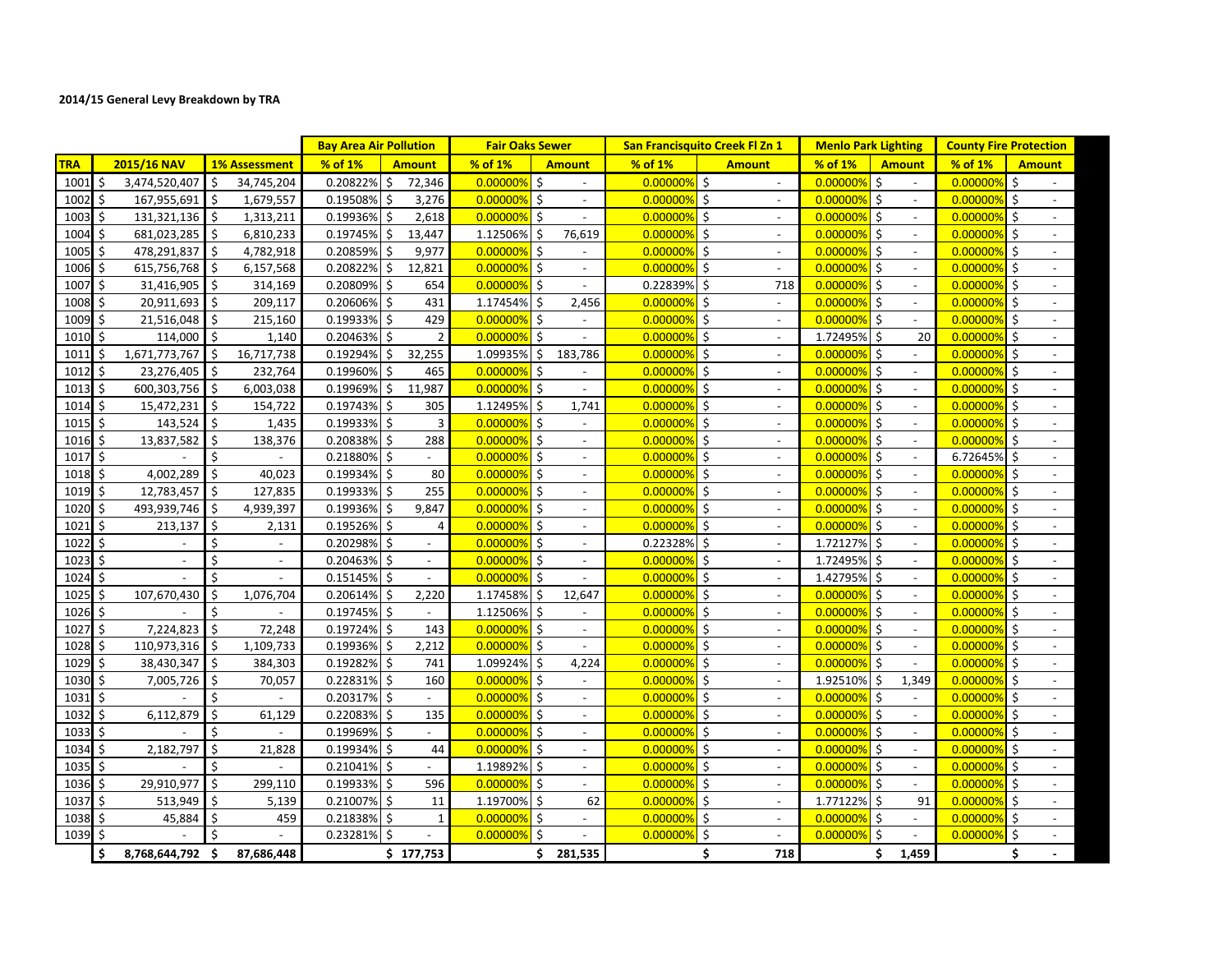**2014/15 General Levy Breakdown by TRA**

| TRA | 2015/16 NAV | 1% Assessment | Bay Area Air Pollution | | Fair Oaks Sewer | | San Francisquito Creek Fl Zn 1 | | Menlo Park Lighting | | County Fire Protection | |
|---|---|---|---|---|---|---|---|---|---|---|---|---|
| | | | % of 1% | Amount | % of 1% | Amount | % of 1% | Amount | % of 1% | Amount | % of 1% | Amount |
| 1001 | $ 3,474,520,407 | $ 34,745,204 | 0.20822% | $ 72,346 | 0.00000% | $ - | 0.00000% | $ - | 0.00000% | $ - | 0.00000% | $ - |
| 1002 | $ 167,955,691 | $ 1,679,557 | 0.19508% | $ 3,276 | 0.00000% | $ - | 0.00000% | $ - | 0.00000% | $ - | 0.00000% | $ - |
| 1003 | $ 131,321,136 | $ 1,313,211 | 0.19936% | $ 2,618 | 0.00000% | $ - | 0.00000% | $ - | 0.00000% | $ - | 0.00000% | $ - |
| 1004 | $ 681,023,285 | $ 6,810,233 | 0.19745% | $ 13,447 | 1.12506% | $ 76,619 | 0.00000% | $ - | 0.00000% | $ - | 0.00000% | $ - |
| 1005 | $ 478,291,837 | $ 4,782,918 | 0.20859% | $ 9,977 | 0.00000% | $ - | 0.00000% | $ - | 0.00000% | $ - | 0.00000% | $ - |
| 1006 | $ 615,756,768 | $ 6,157,568 | 0.20822% | $ 12,821 | 0.00000% | $ - | 0.00000% | $ - | 0.00000% | $ - | 0.00000% | $ - |
| 1007 | $ 31,416,905 | $ 314,169 | 0.20809% | $ 654 | 0.00000% | $ - | 0.22839% | $ 718 | 0.00000% | $ - | 0.00000% | $ - |
| 1008 | $ 20,911,693 | $ 209,117 | 0.20606% | $ 431 | 1.17454% | $ 2,456 | 0.00000% | $ - | 0.00000% | $ - | 0.00000% | $ - |
| 1009 | $ 21,516,048 | $ 215,160 | 0.19933% | $ 429 | 0.00000% | $ - | 0.00000% | $ - | 0.00000% | $ - | 0.00000% | $ - |
| 1010 | $ 114,000 | $ 1,140 | 0.20463% | $ 2 | 0.00000% | $ - | 0.00000% | $ - | 1.72495% | $ 20 | 0.00000% | $ - |
| 1011 | $ 1,671,773,767 | $ 16,717,738 | 0.19294% | $ 32,255 | 1.09935% | $ 183,786 | 0.00000% | $ - | 0.00000% | $ - | 0.00000% | $ - |
| 1012 | $ 23,276,405 | $ 232,764 | 0.19960% | $ 465 | 0.00000% | $ - | 0.00000% | $ - | 0.00000% | $ - | 0.00000% | $ - |
| 1013 | $ 600,303,756 | $ 6,003,038 | 0.19969% | $ 11,987 | 0.00000% | $ - | 0.00000% | $ - | 0.00000% | $ - | 0.00000% | $ - |
| 1014 | $ 15,472,231 | $ 154,722 | 0.19743% | $ 305 | 1.12495% | $ 1,741 | 0.00000% | $ - | 0.00000% | $ - | 0.00000% | $ - |
| 1015 | $ 143,524 | $ 1,435 | 0.19933% | $ 3 | 0.00000% | $ - | 0.00000% | $ - | 0.00000% | $ - | 0.00000% | $ - |
| 1016 | $ 13,837,582 | $ 138,376 | 0.20838% | $ 288 | 0.00000% | $ - | 0.00000% | $ - | 0.00000% | $ - | 0.00000% | $ - |
| 1017 | $ - | $ - | 0.21880% | $ - | 0.00000% | $ - | 0.00000% | $ - | 0.00000% | $ - | 6.72645% | $ - |
| 1018 | $ 4,002,289 | $ 40,023 | 0.19934% | $ 80 | 0.00000% | $ - | 0.00000% | $ - | 0.00000% | $ - | 0.00000% | $ - |
| 1019 | $ 12,783,457 | $ 127,835 | 0.19933% | $ 255 | 0.00000% | $ - | 0.00000% | $ - | 0.00000% | $ - | 0.00000% | $ - |
| 1020 | $ 493,939,746 | $ 4,939,397 | 0.19936% | $ 9,847 | 0.00000% | $ - | 0.00000% | $ - | 0.00000% | $ - | 0.00000% | $ - |
| 1021 | $ 213,137 | $ 2,131 | 0.19526% | $ 4 | 0.00000% | $ - | 0.00000% | $ - | 0.00000% | $ - | 0.00000% | $ - |
| 1022 | $ - | $ - | 0.20298% | $ - | 0.00000% | $ - | 0.22328% | $ - | 1.72127% | $ - | 0.00000% | $ - |
| 1023 | $ - | $ - | 0.20463% | $ - | 0.00000% | $ - | 0.00000% | $ - | 1.72495% | $ - | 0.00000% | $ - |
| 1024 | $ - | $ - | 0.15145% | $ - | 0.00000% | $ - | 0.00000% | $ - | 1.42795% | $ - | 0.00000% | $ - |
| 1025 | $ 107,670,430 | $ 1,076,704 | 0.20614% | $ 2,220 | 1.17458% | $ 12,647 | 0.00000% | $ - | 0.00000% | $ - | 0.00000% | $ - |
| 1026 | $ - | $ - | 0.19745% | $ - | 1.12506% | $ - | 0.00000% | $ - | 0.00000% | $ - | 0.00000% | $ - |
| 1027 | $ 7,224,823 | $ 72,248 | 0.19724% | $ 143 | 0.00000% | $ - | 0.00000% | $ - | 0.00000% | $ - | 0.00000% | $ - |
| 1028 | $ 110,973,316 | $ 1,109,733 | 0.19936% | $ 2,212 | 0.00000% | $ - | 0.00000% | $ - | 0.00000% | $ - | 0.00000% | $ - |
| 1029 | $ 38,430,347 | $ 384,303 | 0.19282% | $ 741 | 1.09924% | $ 4,224 | 0.00000% | $ - | 0.00000% | $ - | 0.00000% | $ - |
| 1030 | $ 7,005,726 | $ 70,057 | 0.22831% | $ 160 | 0.00000% | $ - | 0.00000% | $ - | 1.92510% | $ 1,349 | 0.00000% | $ - |
| 1031 | $ - | $ - | 0.20317% | $ - | 0.00000% | $ - | 0.00000% | $ - | 0.00000% | $ - | 0.00000% | $ - |
| 1032 | $ 6,112,879 | $ 61,129 | 0.22083% | $ 135 | 0.00000% | $ - | 0.00000% | $ - | 0.00000% | $ - | 0.00000% | $ - |
| 1033 | $ - | $ - | 0.19969% | $ - | 0.00000% | $ - | 0.00000% | $ - | 0.00000% | $ - | 0.00000% | $ - |
| 1034 | $ 2,182,797 | $ 21,828 | 0.19934% | $ 44 | 0.00000% | $ - | 0.00000% | $ - | 0.00000% | $ - | 0.00000% | $ - |
| 1035 | $ - | $ - | 0.21041% | $ - | 1.19892% | $ - | 0.00000% | $ - | 0.00000% | $ - | 0.00000% | $ - |
| 1036 | $ 29,910,977 | $ 299,110 | 0.19933% | $ 596 | 0.00000% | $ - | 0.00000% | $ - | 0.00000% | $ - | 0.00000% | $ - |
| 1037 | $ 513,949 | $ 5,139 | 0.21007% | $ 11 | 1.19700% | $ 62 | 0.00000% | $ - | 1.77122% | $ 91 | 0.00000% | $ - |
| 1038 | $ 45,884 | $ 459 | 0.21838% | $ 1 | 0.00000% | $ - | 0.00000% | $ - | 0.00000% | $ - | 0.00000% | $ - |
| 1039 | $ - | $ - | 0.23281% | $ - | 0.00000% | $ - | 0.00000% | $ - | 0.00000% | $ - | 0.00000% | $ - |
| | **$ 8,768,644,792** | **$ 87,686,448** | | **$ 177,753** | | **$ 281,535** | | **$ 718** | | **$ 1,459** | | **$ -** |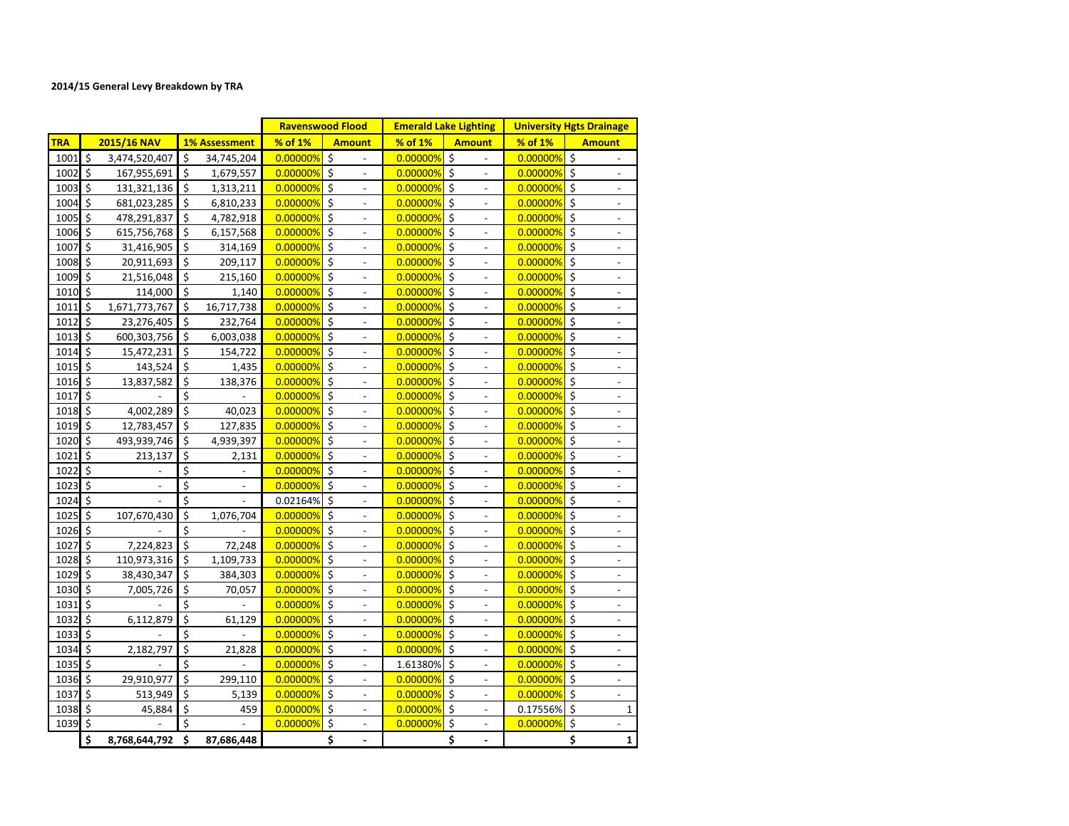**2014/15 General Levy Breakdown by TRA**

| | | | Ravenswood Flood | | Emerald Lake Lighting | | University Hgts Drainage | |
|---|---|---|---|---|---|---|---|---|
| TRA | 2015/16 NAV | 1% Assessment | % of 1% | Amount | % of 1% | Amount | % of 1% | Amount |
| 1001 | $ 3,474,520,407 | $ 34,745,204 | 0.00000% | $ - | 0.00000% | $ - | 0.00000% | $ - |
| 1002 | $ 167,955,691 | $ 1,679,557 | 0.00000% | $ - | 0.00000% | $ - | 0.00000% | $ - |
| 1003 | $ 131,321,136 | $ 1,313,211 | 0.00000% | $ - | 0.00000% | $ - | 0.00000% | $ - |
| 1004 | $ 681,023,285 | $ 6,810,233 | 0.00000% | $ - | 0.00000% | $ - | 0.00000% | $ - |
| 1005 | $ 478,291,837 | $ 4,782,918 | 0.00000% | $ - | 0.00000% | $ - | 0.00000% | $ - |
| 1006 | $ 615,756,768 | $ 6,157,568 | 0.00000% | $ - | 0.00000% | $ - | 0.00000% | $ - |
| 1007 | $ 31,416,905 | $ 314,169 | 0.00000% | $ - | 0.00000% | $ - | 0.00000% | $ - |
| 1008 | $ 20,911,693 | $ 209,117 | 0.00000% | $ - | 0.00000% | $ - | 0.00000% | $ - |
| 1009 | $ 21,516,048 | $ 215,160 | 0.00000% | $ - | 0.00000% | $ - | 0.00000% | $ - |
| 1010 | $ 114,000 | $ 1,140 | 0.00000% | $ - | 0.00000% | $ - | 0.00000% | $ - |
| 1011 | $ 1,671,773,767 | $ 16,717,738 | 0.00000% | $ - | 0.00000% | $ - | 0.00000% | $ - |
| 1012 | $ 23,276,405 | $ 232,764 | 0.00000% | $ - | 0.00000% | $ - | 0.00000% | $ - |
| 1013 | $ 600,303,756 | $ 6,003,038 | 0.00000% | $ - | 0.00000% | $ - | 0.00000% | $ - |
| 1014 | $ 15,472,231 | $ 154,722 | 0.00000% | $ - | 0.00000% | $ - | 0.00000% | $ - |
| 1015 | $ 143,524 | $ 1,435 | 0.00000% | $ - | 0.00000% | $ - | 0.00000% | $ - |
| 1016 | $ 13,837,582 | $ 138,376 | 0.00000% | $ - | 0.00000% | $ - | 0.00000% | $ - |
| 1017 | $ - | $ - | 0.00000% | $ - | 0.00000% | $ - | 0.00000% | $ - |
| 1018 | $ 4,002,289 | $ 40,023 | 0.00000% | $ - | 0.00000% | $ - | 0.00000% | $ - |
| 1019 | $ 12,783,457 | $ 127,835 | 0.00000% | $ - | 0.00000% | $ - | 0.00000% | $ - |
| 1020 | $ 493,939,746 | $ 4,939,397 | 0.00000% | $ - | 0.00000% | $ - | 0.00000% | $ - |
| 1021 | $ 213,137 | $ 2,131 | 0.00000% | $ - | 0.00000% | $ - | 0.00000% | $ - |
| 1022 | $ - | $ - | 0.00000% | $ - | 0.00000% | $ - | 0.00000% | $ - |
| 1023 | $ - | $ - | 0.00000% | $ - | 0.00000% | $ - | 0.00000% | $ - |
| 1024 | $ - | $ - | 0.02164% | $ - | 0.00000% | $ - | 0.00000% | $ - |
| 1025 | $ 107,670,430 | $ 1,076,704 | 0.00000% | $ - | 0.00000% | $ - | 0.00000% | $ - |
| 1026 | $ - | $ - | 0.00000% | $ - | 0.00000% | $ - | 0.00000% | $ - |
| 1027 | $ 7,224,823 | $ 72,248 | 0.00000% | $ - | 0.00000% | $ - | 0.00000% | $ - |
| 1028 | $ 110,973,316 | $ 1,109,733 | 0.00000% | $ - | 0.00000% | $ - | 0.00000% | $ - |
| 1029 | $ 38,430,347 | $ 384,303 | 0.00000% | $ - | 0.00000% | $ - | 0.00000% | $ - |
| 1030 | $ 7,005,726 | $ 70,057 | 0.00000% | $ - | 0.00000% | $ - | 0.00000% | $ - |
| 1031 | $ - | $ - | 0.00000% | $ - | 0.00000% | $ - | 0.00000% | $ - |
| 1032 | $ 6,112,879 | $ 61,129 | 0.00000% | $ - | 0.00000% | $ - | 0.00000% | $ - |
| 1033 | $ - | $ - | 0.00000% | $ - | 0.00000% | $ - | 0.00000% | $ - |
| 1034 | $ 2,182,797 | $ 21,828 | 0.00000% | $ - | 0.00000% | $ - | 0.00000% | $ - |
| 1035 | $ - | $ - | 0.00000% | $ - | 1.61380% | $ - | 0.00000% | $ - |
| 1036 | $ 29,910,977 | $ 299,110 | 0.00000% | $ - | 0.00000% | $ - | 0.00000% | $ - |
| 1037 | $ 513,949 | $ 5,139 | 0.00000% | $ - | 0.00000% | $ - | 0.00000% | $ - |
| 1038 | $ 45,884 | $ 459 | 0.00000% | $ - | 0.00000% | $ - | 0.17556% | $ 1 |
| 1039 | $ - | $ - | 0.00000% | $ - | 0.00000% | $ - | 0.00000% | $ - |
| | **$ 8,768,644,792** | **$ 87,686,448** | | **$ -** | | **$ -** | | **$ 1** |